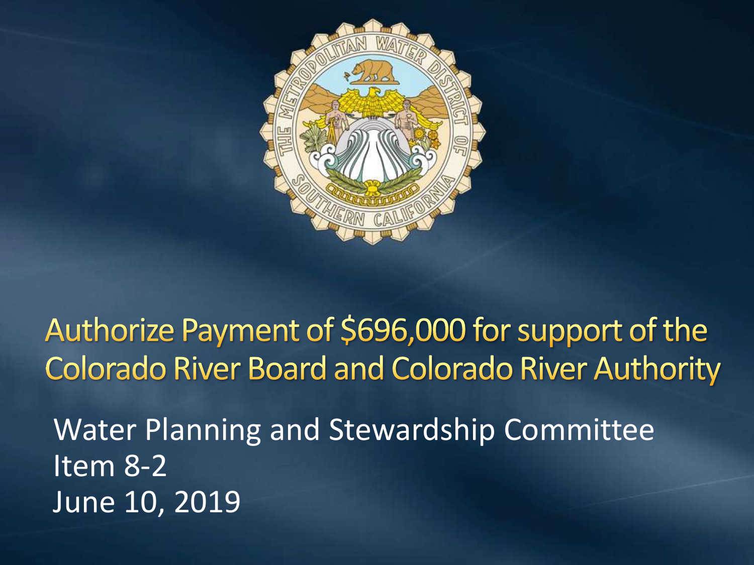# Authorize Payment of $696,000 for support of the Colorado River Board and Colorado River Authority

Water Planning and Stewardship Committee
Item 8-2
June 10, 2019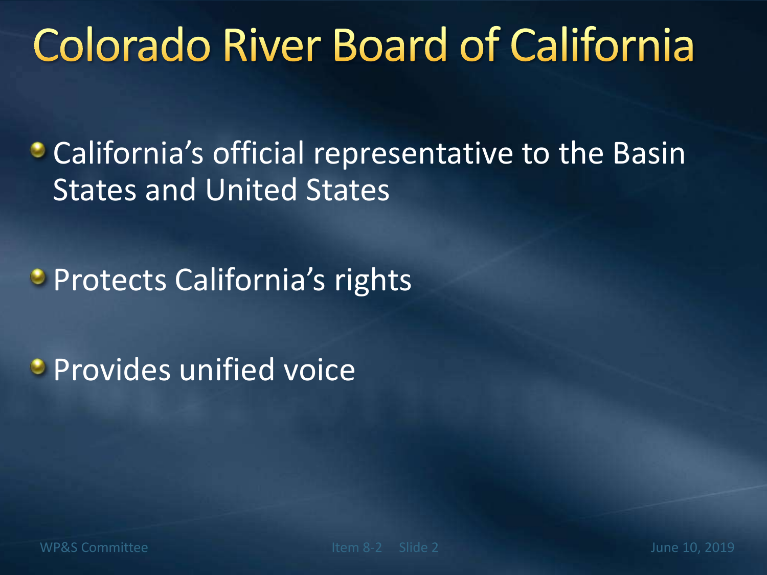# Colorado River Board of California

- California's official representative to the Basin States and United States

- Protects California's rights

- Provides unified voice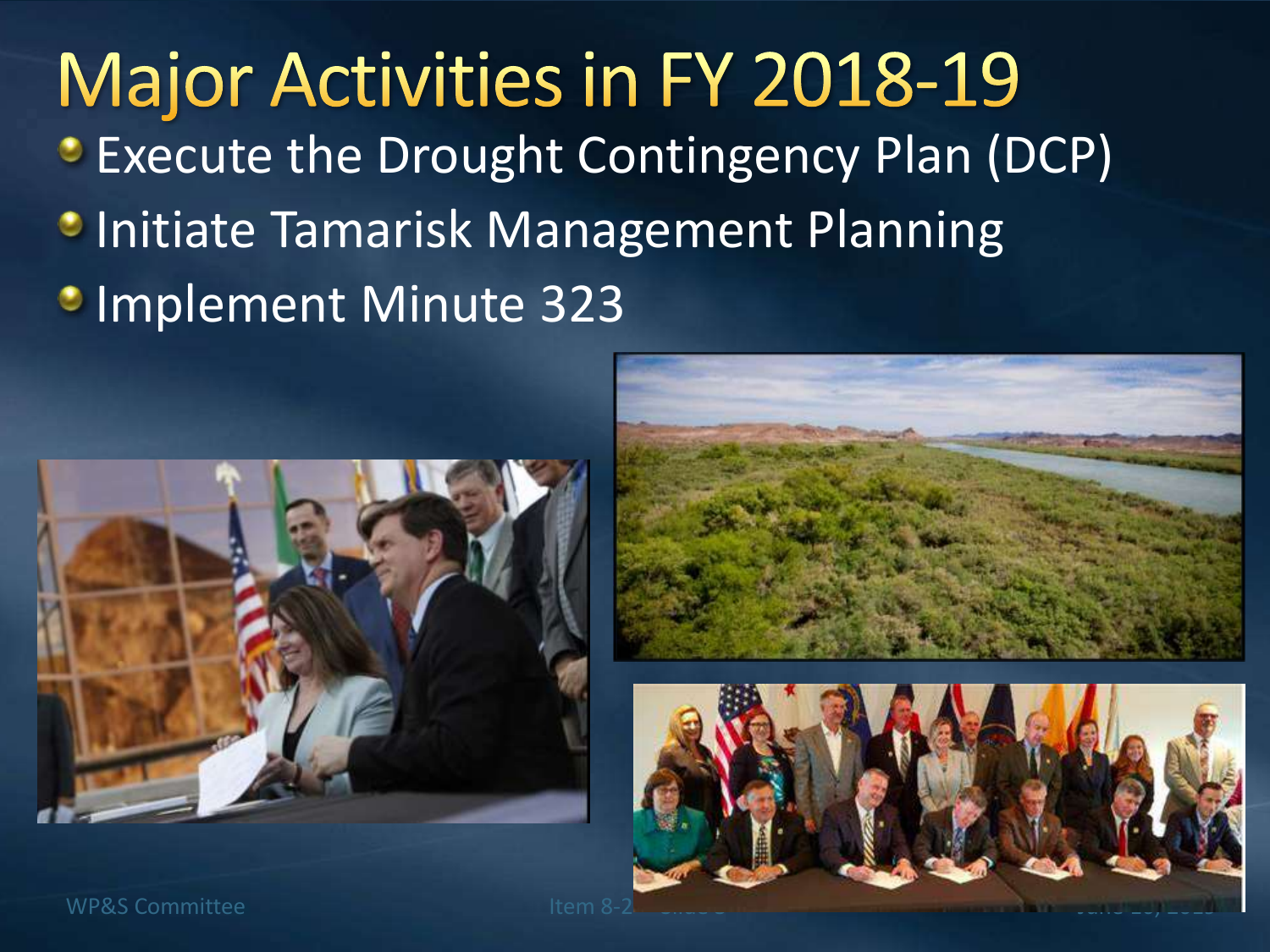# Major Activities in FY 2018-19

- Execute the Drought Contingency Plan (DCP)
- Initiate Tamarisk Management Planning
- Implement Minute 323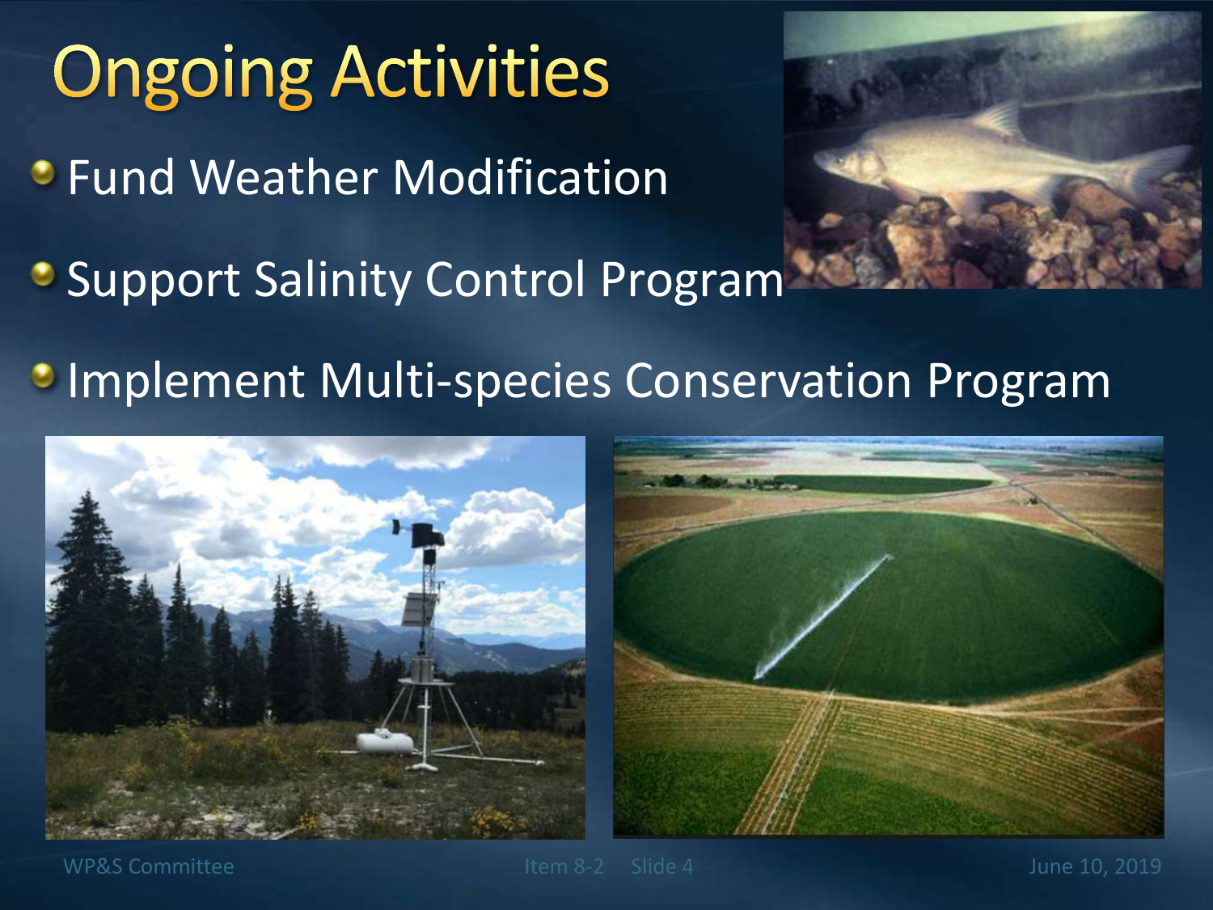# Ongoing Activities

- Fund Weather Modification
- Support Salinity Control Program
- Implement Multi-species Conservation Program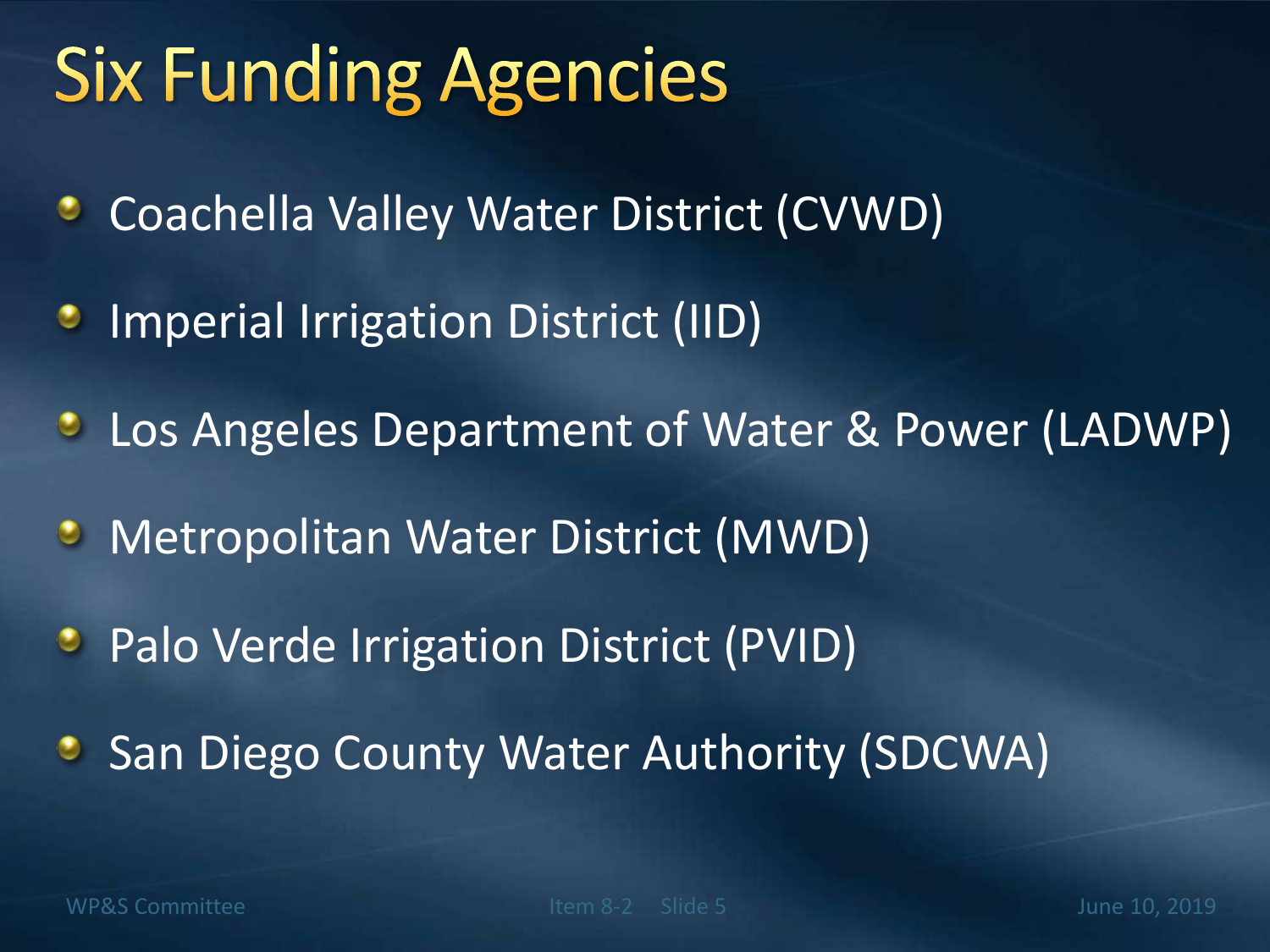# Six Funding Agencies

- Coachella Valley Water District (CVWD)
- Imperial Irrigation District (IID)
- Los Angeles Department of Water & Power (LADWP)
- Metropolitan Water District (MWD)
- Palo Verde Irrigation District (PVID)
- San Diego County Water Authority (SDCWA)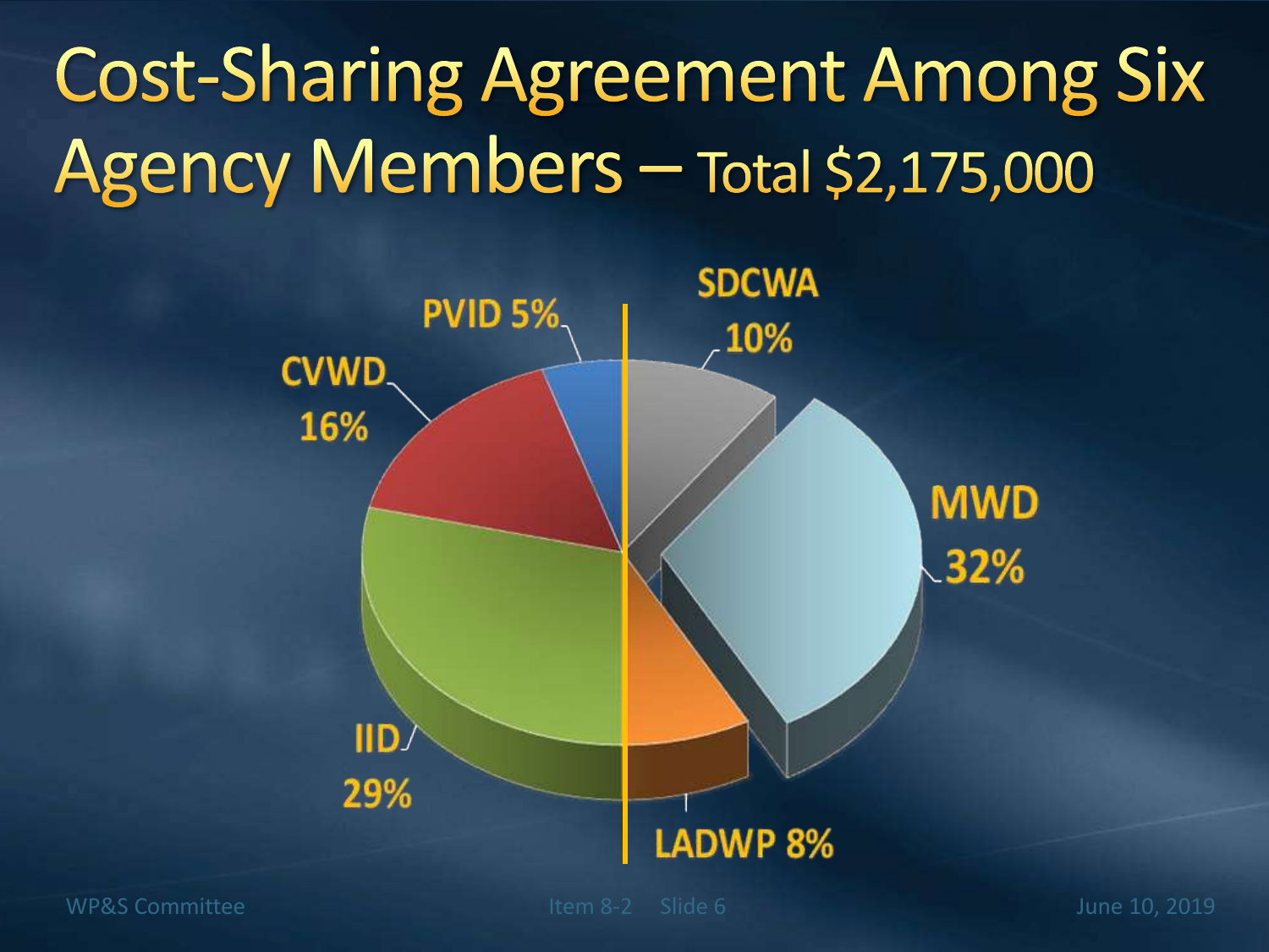# Cost-Sharing Agreement Among Six Agency Members – Total $2,175,000

| Agency | Share |
| --- | --- |
| MWD | 32% |
| IID | 29% |
| CVWD | 16% |
| SDCWA | 10% |
| LADWP | 8% |
| PVID | 5% |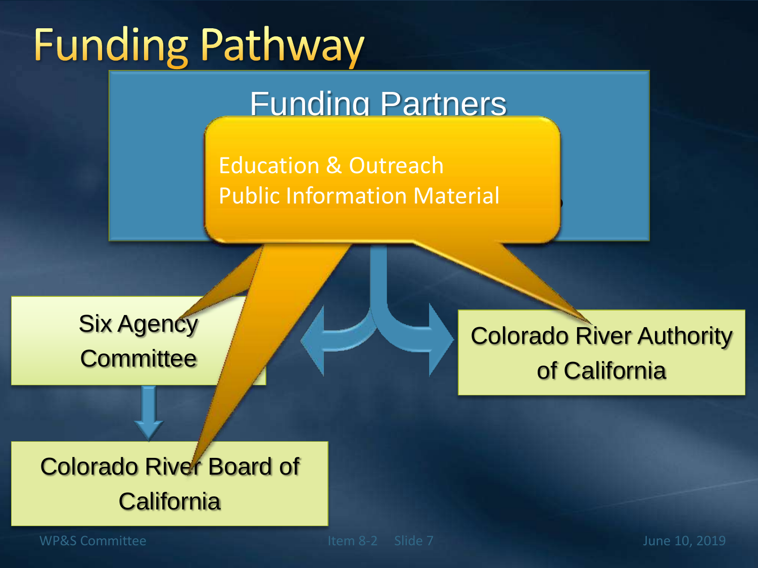# Funding Pathway

Funding Partners

Education & Outreach
Public Information Material

Six Agency Committee

Colorado River Authority of California

Colorado River Board of California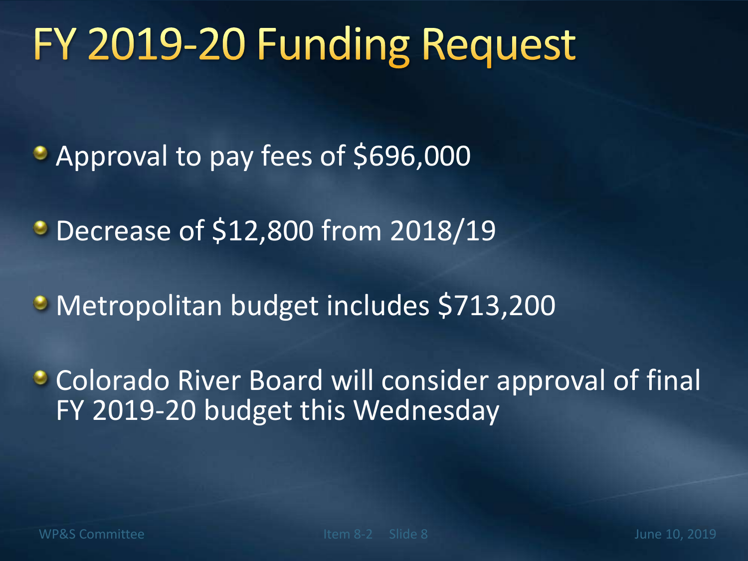# FY 2019-20 Funding Request

- Approval to pay fees of $696,000
- Decrease of $12,800 from 2018/19
- Metropolitan budget includes $713,200
- Colorado River Board will consider approval of final FY 2019-20 budget this Wednesday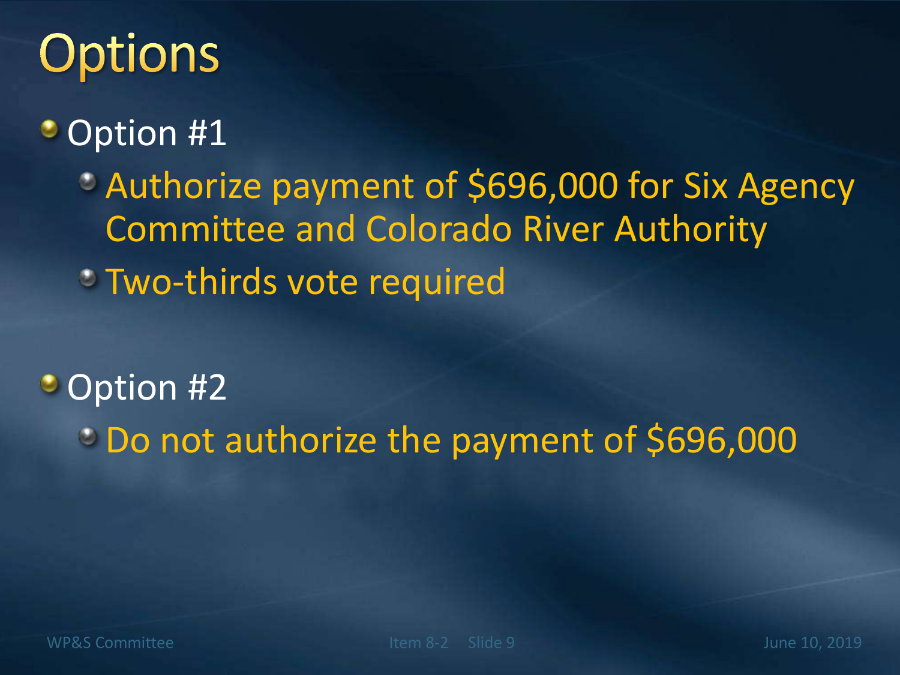# Options

- Option #1
  - Authorize payment of $696,000 for Six Agency Committee and Colorado River Authority
  - Two-thirds vote required
- Option #2
  - Do not authorize the payment of $696,000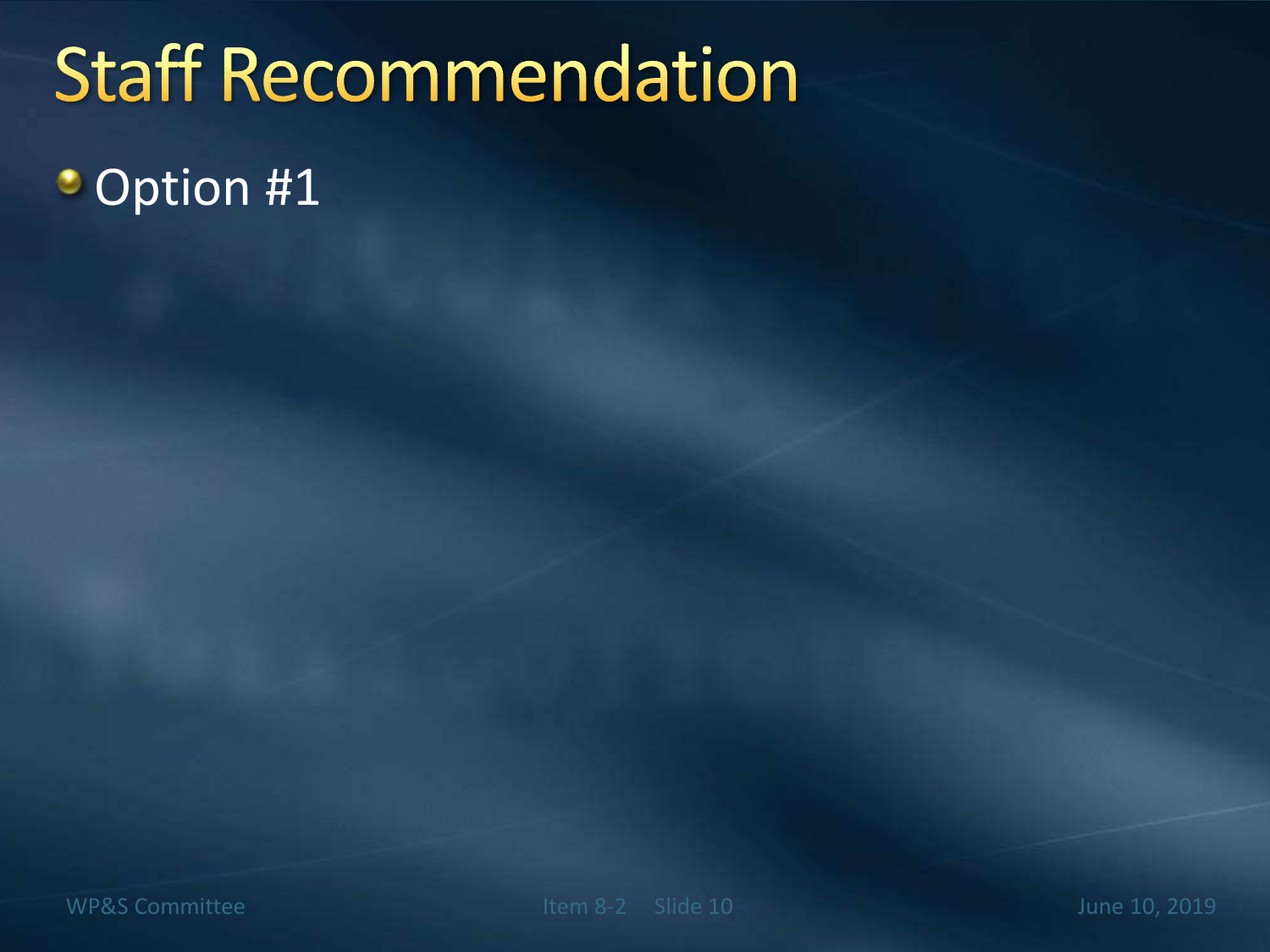# Staff Recommendation

- Option #1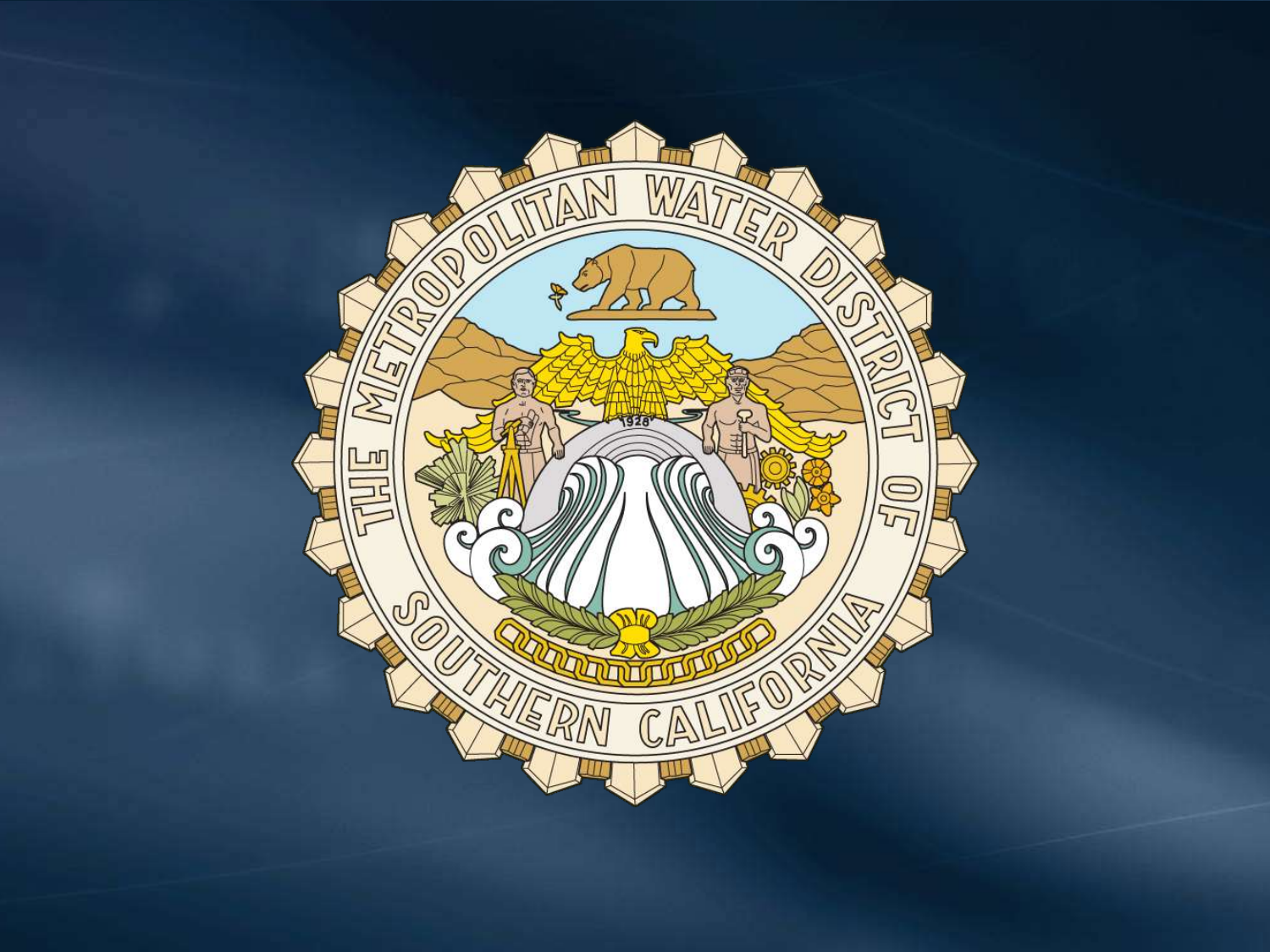THE METROPOLITAN WATER DISTRICT OF SOUTHERN CALIFORNIA

1928